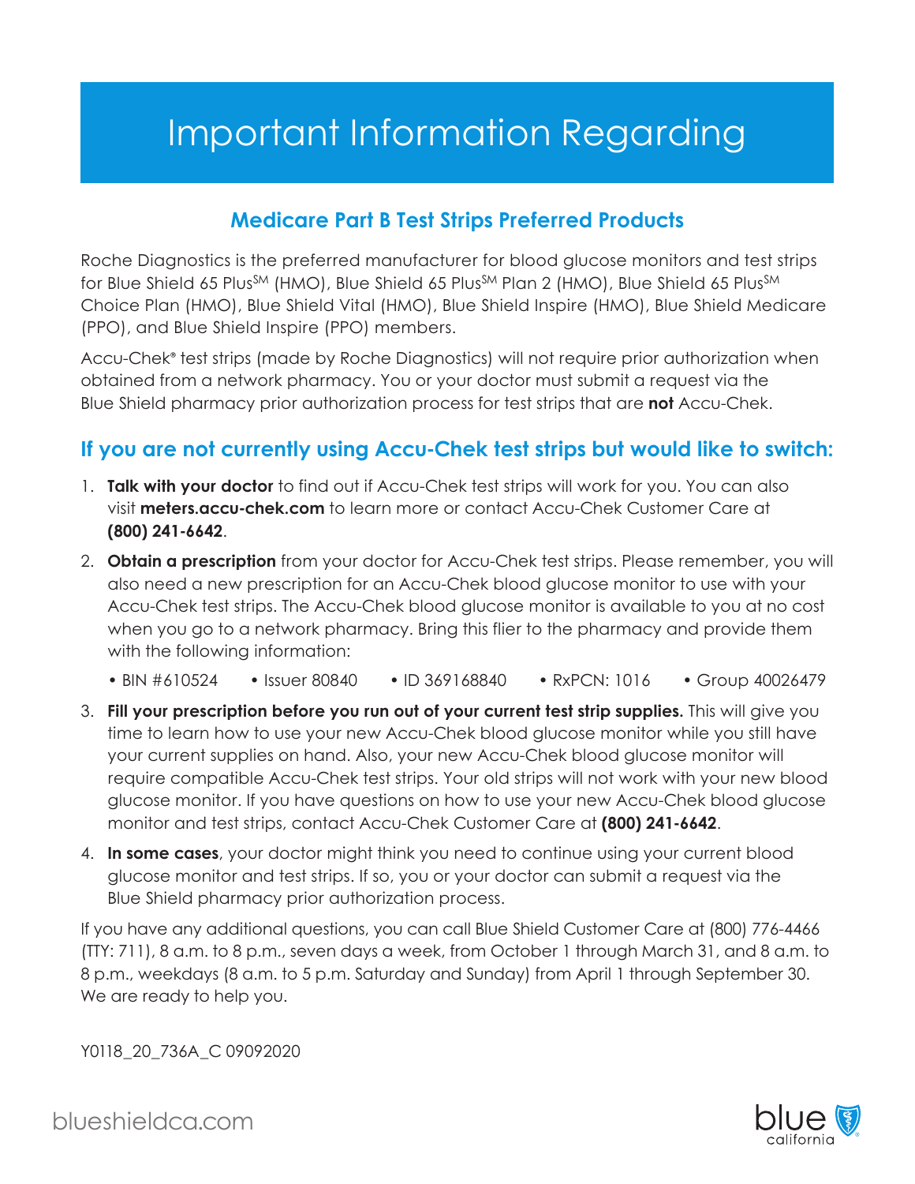# Important Information Regarding

## Medicare Part B Test Strips Preferred Products

Roche Diagnostics is the preferred manufacturer for blood glucose monitors and test strips for Blue Shield 65 Plus℠ (HMO), Blue Shield 65 Plus℠ Plan 2 (HMO), Blue Shield 65 Plus℠ Choice Plan (HMO), Blue Shield Vital (HMO), Blue Shield Inspire (HMO), Blue Shield Medicare (PPO), and Blue Shield Inspire (PPO) members.

Accu-Chek® test strips (made by Roche Diagnostics) will not require prior authorization when obtained from a network pharmacy. You or your doctor must submit a request via the Blue Shield pharmacy prior authorization process for test strips that are **not** Accu-Chek.

## If you are not currently using Accu-Chek test strips but would like to switch:

1. **Talk with your doctor** to find out if Accu-Chek test strips will work for you. You can also visit **meters.accu-chek.com** to learn more or contact Accu-Chek Customer Care at **(800) 241-6642**.
2. **Obtain a prescription** from your doctor for Accu-Chek test strips. Please remember, you will also need a new prescription for an Accu-Chek blood glucose monitor to use with your Accu-Chek test strips. The Accu-Chek blood glucose monitor is available to you at no cost when you go to a network pharmacy. Bring this flier to the pharmacy and provide them with the following information:
   - BIN #610524
   - Issuer 80840
   - ID 369168840
   - RxPCN: 1016
   - Group 40026479
3. **Fill your prescription before you run out of your current test strip supplies.** This will give you time to learn how to use your new Accu-Chek blood glucose monitor while you still have your current supplies on hand. Also, your new Accu-Chek blood glucose monitor will require compatible Accu-Chek test strips. Your old strips will not work with your new blood glucose monitor. If you have questions on how to use your new Accu-Chek blood glucose monitor and test strips, contact Accu-Chek Customer Care at **(800) 241-6642**.
4. **In some cases**, your doctor might think you need to continue using your current blood glucose monitor and test strips. If so, you or your doctor can submit a request via the Blue Shield pharmacy prior authorization process.

If you have any additional questions, you can call Blue Shield Customer Care at (800) 776-4466 (TTY: 711), 8 a.m. to 8 p.m., seven days a week, from October 1 through March 31, and 8 a.m. to 8 p.m., weekdays (8 a.m. to 5 p.m. Saturday and Sunday) from April 1 through September 30. We are ready to help you.

Y0118_20_736A_C 09092020

blueshieldca.com

blue california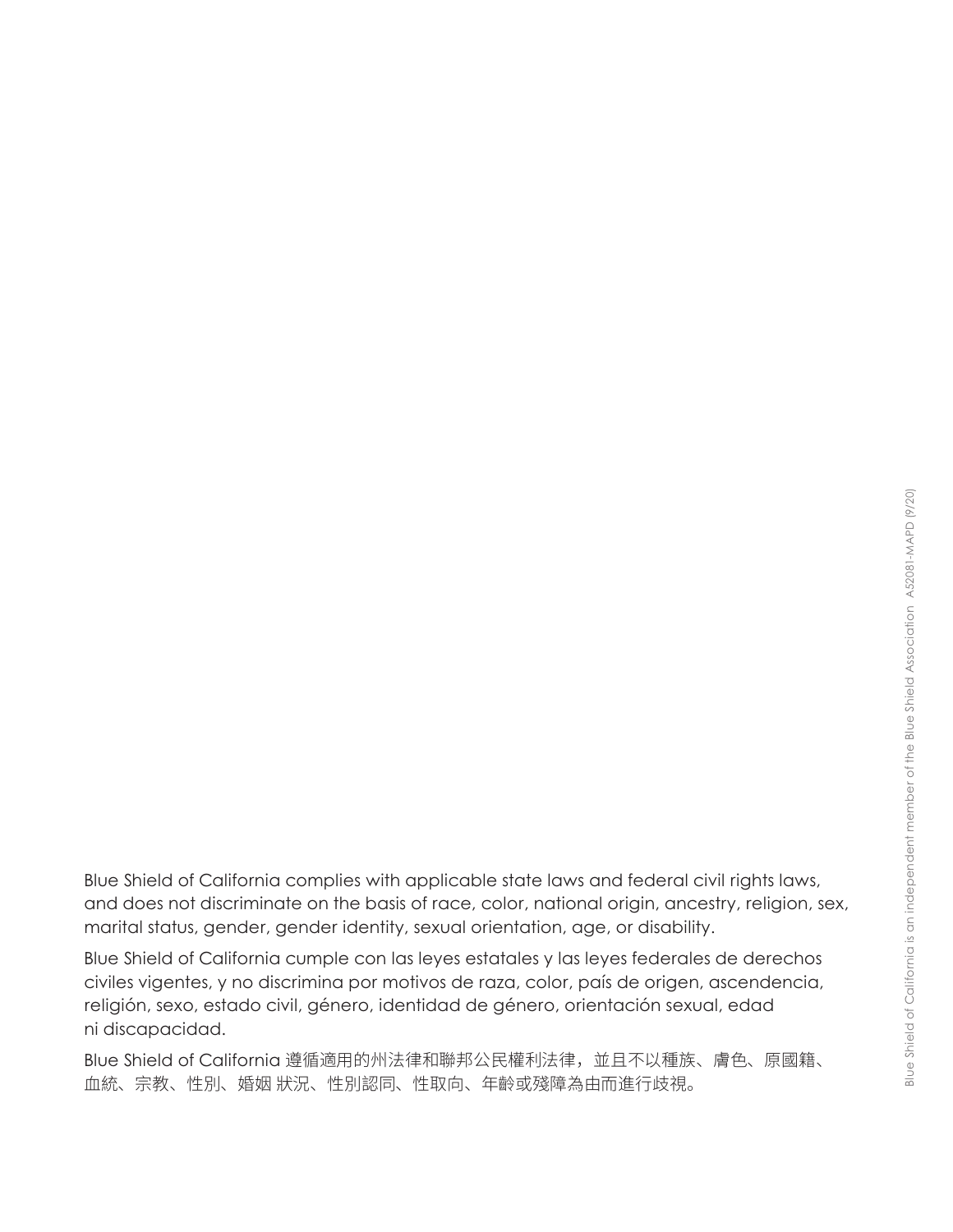Blue Shield of California complies with applicable state laws and federal civil rights laws, and does not discriminate on the basis of race, color, national origin, ancestry, religion, sex, marital status, gender, gender identity, sexual orientation, age, or disability.

Blue Shield of California cumple con las leyes estatales y las leyes federales de derechos civiles vigentes, y no discrimina por motivos de raza, color, país de origen, ascendencia, religión, sexo, estado civil, género, identidad de género, orientación sexual, edad ni discapacidad.

Blue Shield of California 遵循適用的州法律和聯邦公民權利法律，並且不以種族、膚色、原國籍、血統、宗教、性別、婚姻 狀況、性別認同、性取向、年齡或殘障為由而進行歧視。

Blue Shield of California is an independent member of the Blue Shield Association A52081-MAPD (9/20)